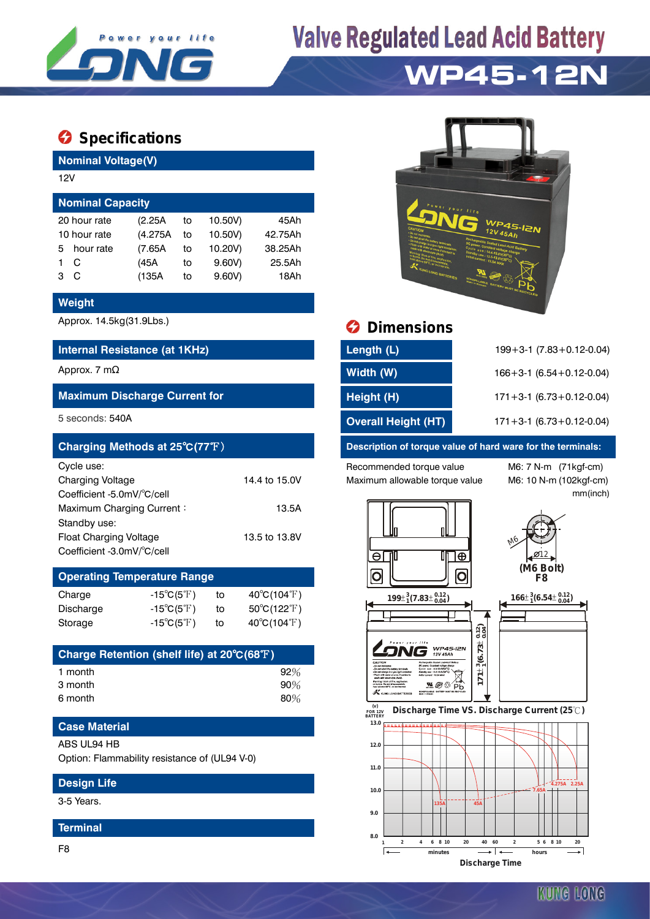# Valve Regulated Lead Acid Battery

# WP45-12N

## Specifications

**Nominal Voltage(V)**

12V

**Nominal Capacity**

| | | | | |
|---|---|---|---|---|
| 20 hour rate | (2.25A | to | 10.50V) | 45Ah |
| 10 hour rate | (4.275A | to | 10.50V) | 42.75Ah |
| 5 hour rate | (7.65A | to | 10.20V) | 38.25Ah |
| 1 C | (45A | to | 9.60V) | 25.5Ah |
| 3 C | (135A | to | 9.60V) | 18Ah |

**Weight**

Approx. 14.5kg(31.9Lbs.)

**Internal Resistance (at 1KHz)**

Approx. 7 mΩ

**Maximum Discharge Current for**

5 seconds: 540A

**Charging Methods at 25℃(77℉)**

Cycle use:

| | |
|---|---|
| Charging Voltage | 14.4 to 15.0V |
| Coefficient -5.0mV/℃/cell | |
| Maximum Charging Current： | 13.5A |

Standby use:

| | |
|---|---|
| Float Charging Voltage | 13.5 to 13.8V |
| Coefficient -3.0mV/℃/cell | |

**Operating Temperature Range**

| | | | |
|---|---|---|---|
| Charge | -15℃(5℉) | to | 40℃(104℉) |
| Discharge | -15℃(5℉) | to | 50℃(122℉) |
| Storage | -15℃(5℉) | to | 40℃(104℉) |

**Charge Retention (shelf life) at 20℃(68℉)**

| | |
|---|---|
| 1 month | 92% |
| 3 month | 90% |
| 6 month | 80% |

**Case Material**

ABS UL94 HB

Option: Flammability resistance of (UL94 V-0)

**Design Life**

3-5 Years.

**Terminal**

F8

## Dimensions

| | |
|---|---|
| Length (L) | 199+3-1 (7.83+0.12-0.04) |
| Width (W) | 166+3-1 (6.54+0.12-0.04) |
| Height (H) | 171+3-1 (6.73+0.12-0.04) |
| Overall Height (HT) | 171+3-1 (6.73+0.12-0.04) |

**Description of torque value of hard ware for the terminals:**

| | |
|---|---|
| Recommended torque value | M6: 7 N-m (71kgf-cm) |
| Maximum allowable torque value | M6: 10 N-m (102kgf-cm) |

mm(inch)

(M6 Bolt) F8

**Discharge Time VS. Discharge Current (25℃)**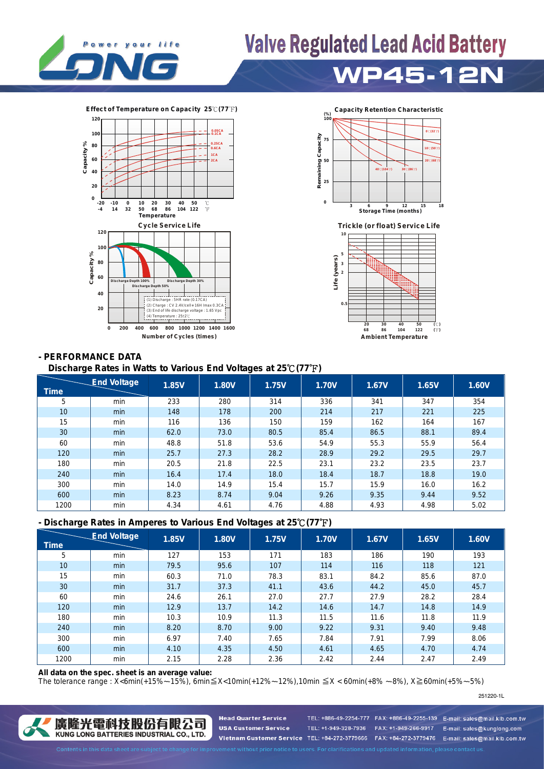# Valve Regulated Lead Acid Battery

## WP45-12N

Effect of Temperature on Capacity 25℃(77℉)

Capacity %
120
100
80
60
40
20
0
-20 -10 0 10 20 30 40 50 ℃
-4 14 32 50 68 86 104 122 ℉
Temperature
0.05CA
0.1CA
0.25CA
0.6CA
1CA
2CA

Capacity Retention Characteristic

(%)
100
75
50
25
0
Remaining Capacity
3 6 9 12 15 18
Storage Time (months)
0℃(32℉)
10℃(50℉)
20℃(68℉)
40℃(104℉)
30℃(86℉)

Cycle Service Life

Capacity %
120
100
80
60
40
20
0 200 400 600 800 1000 1200 1400 1600
Number of Cycles (times)
Discharge Depth 100%
Discharge Depth 50%
Discharge Depth 30%
(1) Discharge : 5HR rate (0.17CA)
(2) Charge : CV 2.4V/cell≒16H Imax 0.3CA
(3) End of life discharge voltage : 1.65 Vpc
(4) Temperature : 25±2℃

Trickle (or float) Service Life

Life (years)
10
5
3
2
0.5
20 30 40 50 (℃)
68 86 104 122 (℉)
Ambient Temperature

## - PERFORMANCE DATA

### Discharge Rates in Watts to Various End Voltages at 25℃(77℉)

| Time \ End Voltage | | 1.85V | 1.80V | 1.75V | 1.70V | 1.67V | 1.65V | 1.60V |
|---|---|---|---|---|---|---|---|---|
| 5 | min | 233 | 280 | 314 | 336 | 341 | 347 | 354 |
| 10 | min | 148 | 178 | 200 | 214 | 217 | 221 | 225 |
| 15 | min | 116 | 136 | 150 | 159 | 162 | 164 | 167 |
| 30 | min | 62.0 | 73.0 | 80.5 | 85.4 | 86.5 | 88.1 | 89.4 |
| 60 | min | 48.8 | 51.8 | 53.6 | 54.9 | 55.3 | 55.9 | 56.4 |
| 120 | min | 25.7 | 27.3 | 28.2 | 28.9 | 29.2 | 29.5 | 29.7 |
| 180 | min | 20.5 | 21.8 | 22.5 | 23.1 | 23.2 | 23.5 | 23.7 |
| 240 | min | 16.4 | 17.4 | 18.0 | 18.4 | 18.7 | 18.8 | 19.0 |
| 300 | min | 14.0 | 14.9 | 15.4 | 15.7 | 15.9 | 16.0 | 16.2 |
| 600 | min | 8.23 | 8.74 | 9.04 | 9.26 | 9.35 | 9.44 | 9.52 |
| 1200 | min | 4.34 | 4.61 | 4.76 | 4.88 | 4.93 | 4.98 | 5.02 |

### - Discharge Rates in Amperes to Various End Voltages at 25℃(77℉)

| Time \ End Voltage | | 1.85V | 1.80V | 1.75V | 1.70V | 1.67V | 1.65V | 1.60V |
|---|---|---|---|---|---|---|---|---|
| 5 | min | 127 | 153 | 171 | 183 | 186 | 190 | 193 |
| 10 | min | 79.5 | 95.6 | 107 | 114 | 116 | 118 | 121 |
| 15 | min | 60.3 | 71.0 | 78.3 | 83.1 | 84.2 | 85.6 | 87.0 |
| 30 | min | 31.7 | 37.3 | 41.1 | 43.6 | 44.2 | 45.0 | 45.7 |
| 60 | min | 24.6 | 26.1 | 27.0 | 27.7 | 27.9 | 28.2 | 28.4 |
| 120 | min | 12.9 | 13.7 | 14.2 | 14.6 | 14.7 | 14.8 | 14.9 |
| 180 | min | 10.3 | 10.9 | 11.3 | 11.5 | 11.6 | 11.8 | 11.9 |
| 240 | min | 8.20 | 8.70 | 9.00 | 9.22 | 9.31 | 9.40 | 9.48 |
| 300 | min | 6.97 | 7.40 | 7.65 | 7.84 | 7.91 | 7.99 | 8.06 |
| 600 | min | 4.10 | 4.35 | 4.50 | 4.61 | 4.65 | 4.70 | 4.74 |
| 1200 | min | 2.15 | 2.28 | 2.36 | 2.42 | 2.44 | 2.47 | 2.49 |

**All data on the spec. sheet is an average value:**
The tolerance range : X<6min(+15%~15%), 6min≦X<10min(+12%~12%),10min ≦X < 60min(+8% ~8%), X≧60min(+5%~5%)

251220-1L

廣隆光電科技股份有限公司
KUNG LONG BATTERIES INDUSTRIAL CO., LTD.

| | | | |
|---|---|---|---|
| **Head Quarter Service** | TEL: +886-49-2254-777 | FAX: +886-49-2255-139 | E-mail: sales@mail.klb.com.tw |
| **USA Customer Service** | TEL: +1-949-328-7936 | FAX: +1-949-266-9917 | E-mail: sales@kunglong.com |
| **Vietnam Customer Service** | TEL: +84-272-3779666 | FAX: +84-272-3779476 | E-mail: sales@mail.klb.com.tw |

Contents in this data sheet are subject to change for improvement without prior notice to users. For clarifications and updated information, please contact us.